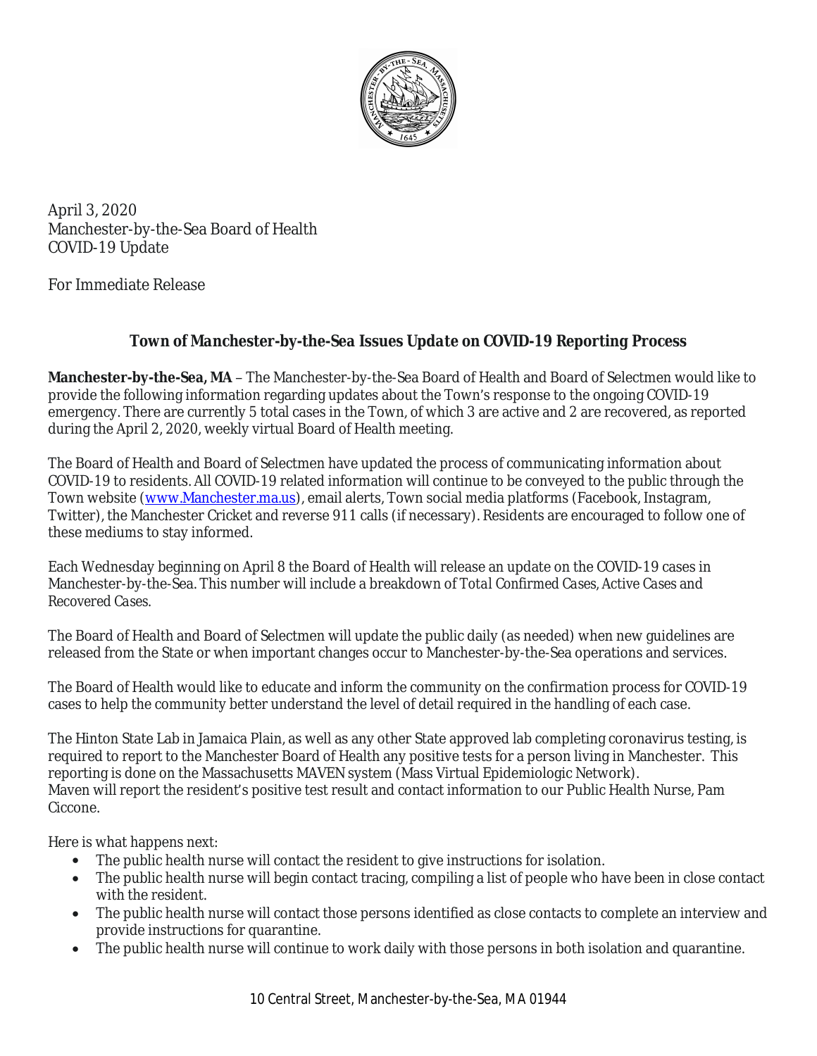April 3, 2020
Manchester-by-the-Sea Board of Health
COVID-19 Update

For Immediate Release

### *Town of Manchester-by-the-Sea Issues Update on COVID-19 Reporting Process*

**Manchester-by-the-Sea, MA** – The Manchester-by-the-Sea Board of Health and Board of Selectmen would like to provide the following information regarding updates about the Town's response to the ongoing COVID-19 emergency. There are currently 5 total cases in the Town, of which 3 are active and 2 are recovered, as reported during the April 2, 2020, weekly virtual Board of Health meeting.

The Board of Health and Board of Selectmen have updated the process of communicating information about COVID-19 to residents. All COVID-19 related information will continue to be conveyed to the public through the Town website (www.Manchester.ma.us), email alerts, Town social media platforms (Facebook, Instagram, Twitter), the Manchester Cricket and reverse 911 calls (if necessary). Residents are encouraged to follow one of these mediums to stay informed.

Each Wednesday beginning on April 8 the Board of Health will release an update on the COVID-19 cases in Manchester-by-the-Sea. This number will include a breakdown of *Total Confirmed Cases*, *Active Cases* and *Recovered Cases*.

The Board of Health and Board of Selectmen will update the public daily (as needed) when new guidelines are released from the State or when important changes occur to Manchester-by-the-Sea operations and services.

The Board of Health would like to educate and inform the community on the confirmation process for COVID-19 cases to help the community better understand the level of detail required in the handling of each case.

The Hinton State Lab in Jamaica Plain, as well as any other State approved lab completing coronavirus testing, is required to report to the Manchester Board of Health any positive tests for a person living in Manchester. This reporting is done on the Massachusetts MAVEN system (Mass Virtual Epidemiologic Network).
Maven will report the resident's positive test result and contact information to our Public Health Nurse, Pam Ciccone.

Here is what happens next:

- The public health nurse will contact the resident to give instructions for isolation.
- The public health nurse will begin contact tracing, compiling a list of people who have been in close contact with the resident.
- The public health nurse will contact those persons identified as close contacts to complete an interview and provide instructions for quarantine.
- The public health nurse will continue to work daily with those persons in both isolation and quarantine.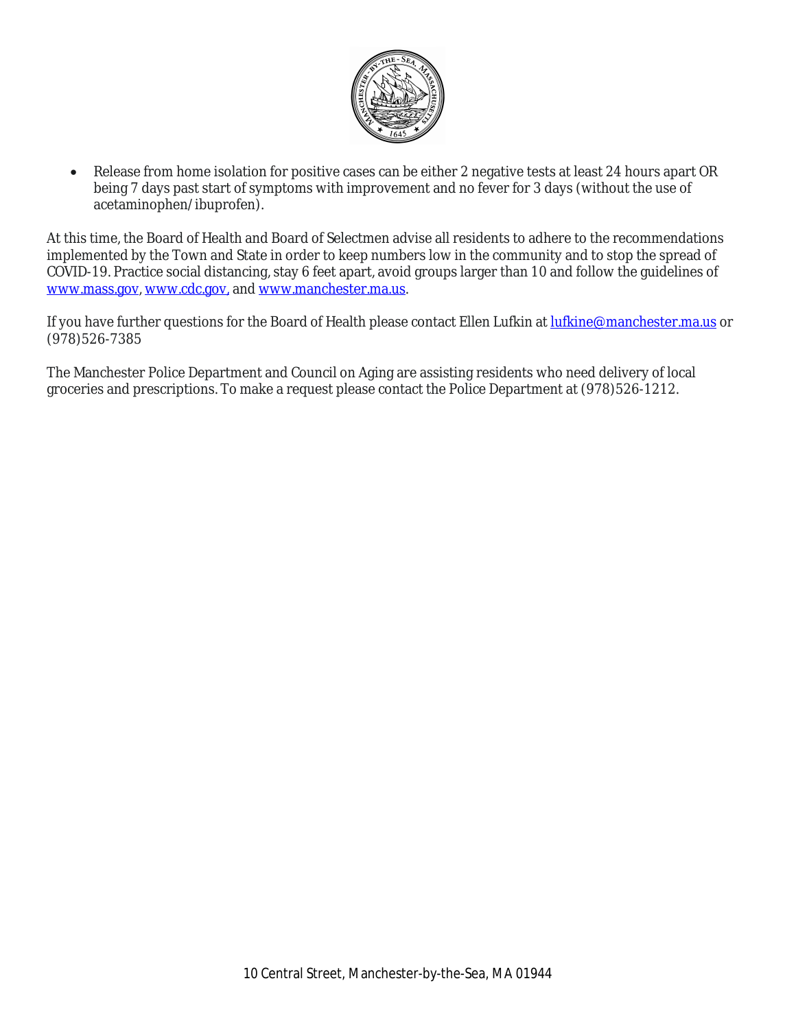- Release from home isolation for positive cases can be either 2 negative tests at least 24 hours apart OR being 7 days past start of symptoms with improvement and no fever for 3 days (without the use of acetaminophen/ibuprofen).

At this time, the Board of Health and Board of Selectmen advise all residents to adhere to the recommendations implemented by the Town and State in order to keep numbers low in the community and to stop the spread of COVID-19. Practice social distancing, stay 6 feet apart, avoid groups larger than 10 and follow the guidelines of www.mass.gov, www.cdc.gov, and www.manchester.ma.us.

If you have further questions for the Board of Health please contact Ellen Lufkin at lufkine@manchester.ma.us or (978)526-7385

The Manchester Police Department and Council on Aging are assisting residents who need delivery of local groceries and prescriptions. To make a request please contact the Police Department at (978)526-1212.

10 Central Street, Manchester-by-the-Sea, MA 01944